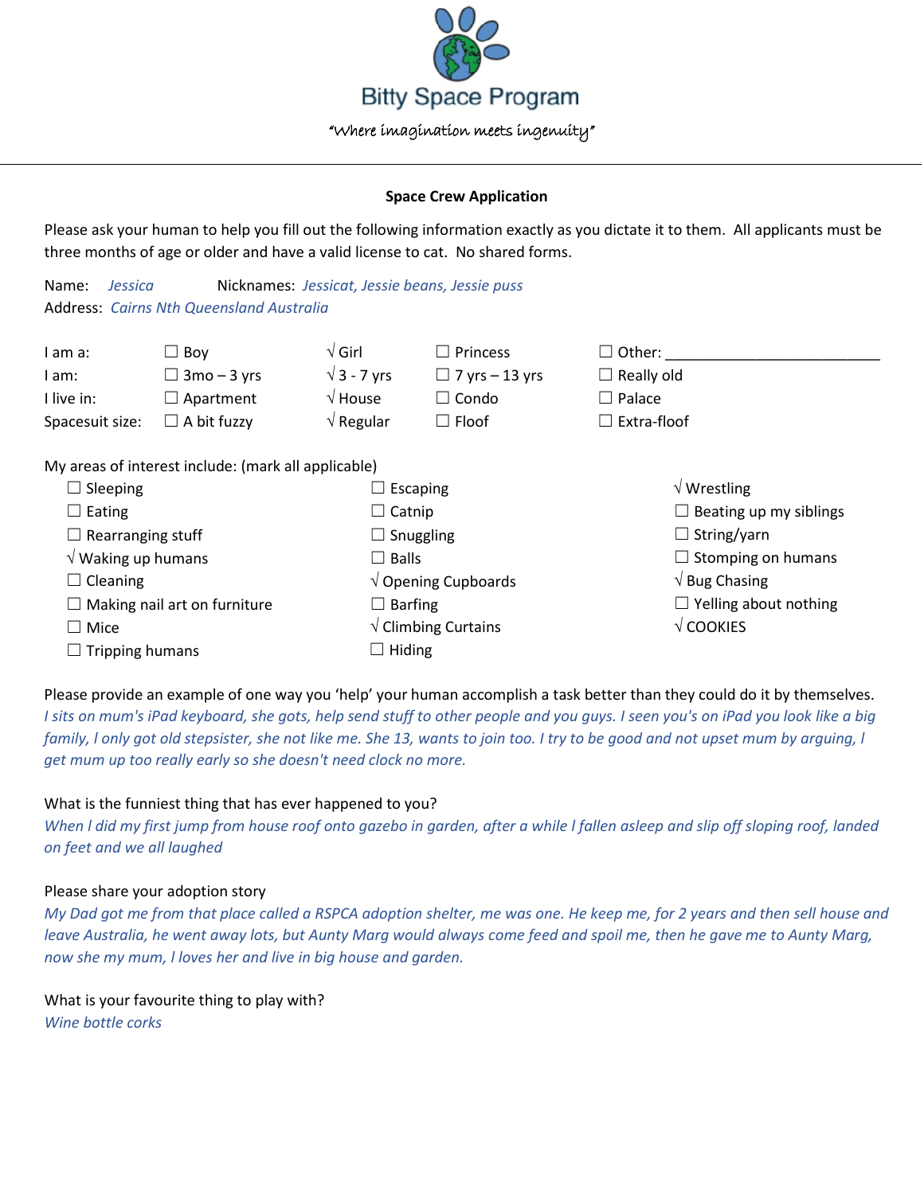# Bitty Space Program

"Where imagination meets ingenuity"

---

## Space Crew Application

Please ask your human to help you fill out the following information exactly as you dictate it to them. All applicants must be three months of age or older and have a valid license to cat. No shared forms.

Name: *Jessica* Nicknames: *Jessicat, Jessie beans, Jessie puss*
Address: *Cairns Nth Queensland Australia*

| | | | | |
|---|---|---|---|---|
| I am a: | ☐ Boy | √ Girl | ☐ Princess | ☐ Other: ____________ |
| I am: | ☐ 3mo – 3 yrs | √ 3 - 7 yrs | ☐ 7 yrs – 13 yrs | ☐ Really old |
| I live in: | ☐ Apartment | √ House | ☐ Condo | ☐ Palace |
| Spacesuit size: | ☐ A bit fuzzy | √ Regular | ☐ Floof | ☐ Extra-floof |

My areas of interest include: (mark all applicable)

| | | |
|---|---|---|
| ☐ Sleeping | ☐ Escaping | √ Wrestling |
| ☐ Eating | ☐ Catnip | ☐ Beating up my siblings |
| ☐ Rearranging stuff | ☐ Snuggling | ☐ String/yarn |
| √ Waking up humans | ☐ Balls | ☐ Stomping on humans |
| ☐ Cleaning | √ Opening Cupboards | √ Bug Chasing |
| ☐ Making nail art on furniture | ☐ Barfing | ☐ Yelling about nothing |
| ☐ Mice | √ Climbing Curtains | √ COOKIES |
| ☐ Tripping humans | ☐ Hiding | |

Please provide an example of one way you 'help' your human accomplish a task better than they could do it by themselves.
*I sits on mum's iPad keyboard, she gots, help send stuff to other people and you guys. I seen you's on iPad you look like a big family, I only got old stepsister, she not like me. She 13, wants to join too. I try to be good and not upset mum by arguing, I get mum up too really early so she doesn't need clock no more.*

What is the funniest thing that has ever happened to you?
*When I did my first jump from house roof onto gazebo in garden, after a while I fallen asleep and slip off sloping roof, landed on feet and we all laughed*

Please share your adoption story
*My Dad got me from that place called a RSPCA adoption shelter, me was one. He keep me, for 2 years and then sell house and leave Australia, he went away lots, but Aunty Marg would always come feed and spoil me, then he gave me to Aunty Marg, now she my mum, I loves her and live in big house and garden.*

What is your favourite thing to play with?
*Wine bottle corks*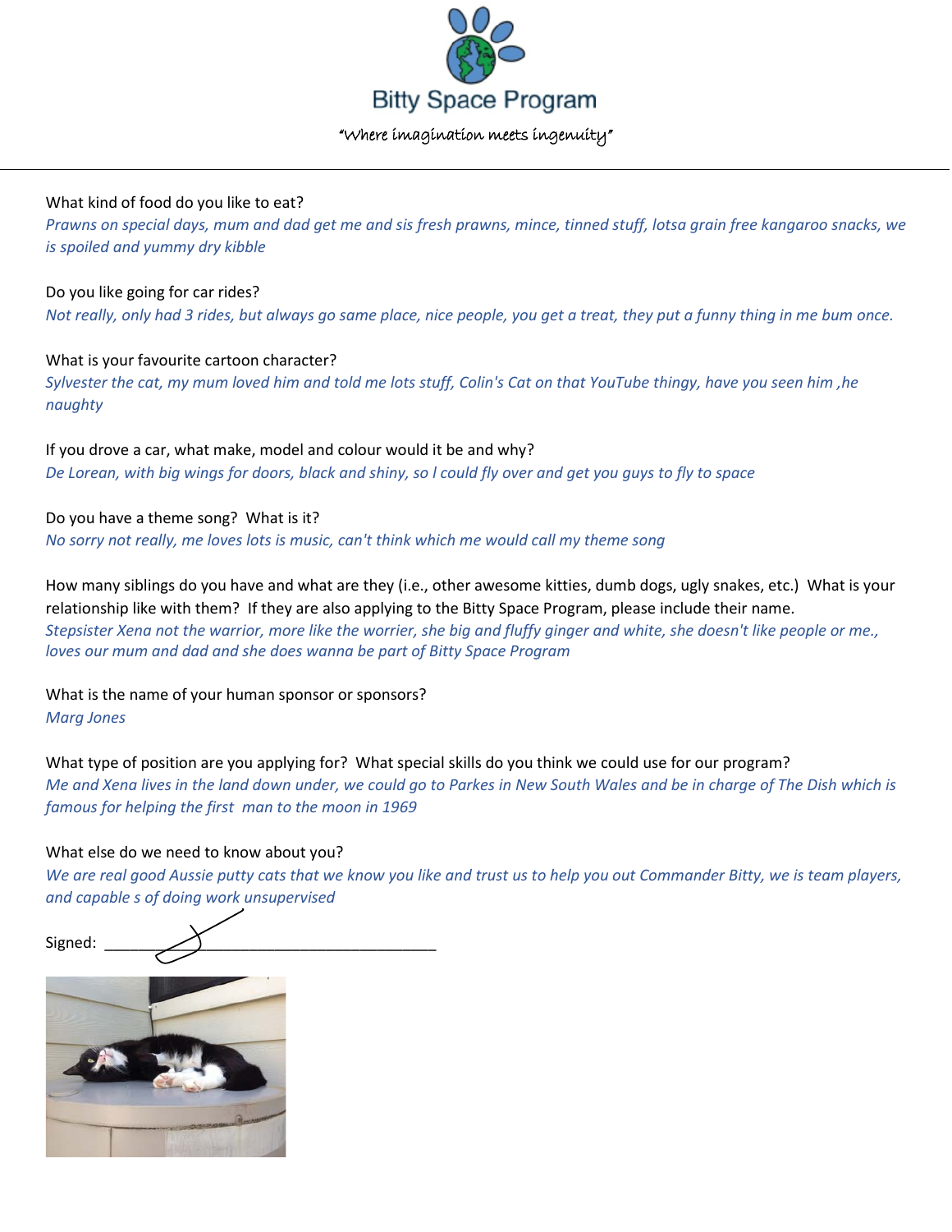Bitty Space Program

"Where imagination meets ingenuity"

---

What kind of food do you like to eat?

*Prawns on special days, mum and dad get me and sis fresh prawns, mince, tinned stuff, lotsa grain free kangaroo snacks, we is spoiled and yummy dry kibble*

Do you like going for car rides?

*Not really, only had 3 rides, but always go same place, nice people, you get a treat, they put a funny thing in me bum once.*

What is your favourite cartoon character?

*Sylvester the cat, my mum loved him and told me lots stuff, Colin's Cat on that YouTube thingy, have you seen him ,he naughty*

If you drove a car, what make, model and colour would it be and why?

*De Lorean, with big wings for doors, black and shiny, so I could fly over and get you guys to fly to space*

Do you have a theme song? What is it?

*No sorry not really, me loves lots is music, can't think which me would call my theme song*

How many siblings do you have and what are they (i.e., other awesome kitties, dumb dogs, ugly snakes, etc.) What is your relationship like with them? If they are also applying to the Bitty Space Program, please include their name.

*Stepsister Xena not the warrior, more like the worrier, she big and fluffy ginger and white, she doesn't like people or me., loves our mum and dad and she does wanna be part of Bitty Space Program*

What is the name of your human sponsor or sponsors?

*Marg Jones*

What type of position are you applying for? What special skills do you think we could use for our program?

*Me and Xena lives in the land down under, we could go to Parkes in New South Wales and be in charge of The Dish which is famous for helping the first man to the moon in 1969*

What else do we need to know about you?

*We are real good Aussie putty cats that we know you like and trust us to help you out Commander Bitty, we is team players, and capable s of doing work unsupervised*

Signed: ______________________________________